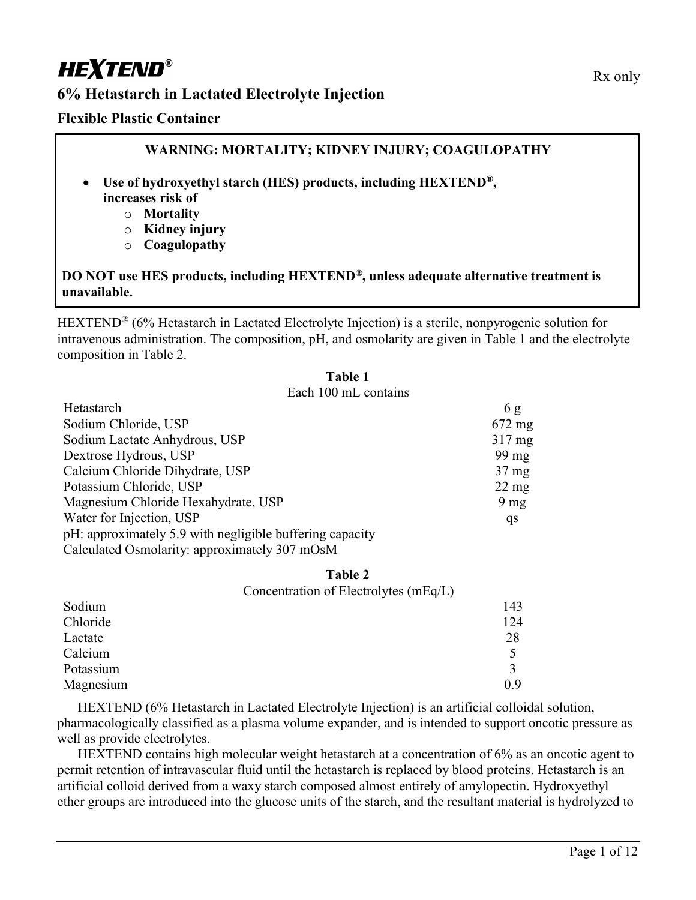# HEXTEND®

Rx only

## 6% Hetastarch in Lactated Electrolyte Injection

### Flexible Plastic Container

**WARNING: MORTALITY; KIDNEY INJURY; COAGULOPATHY**

- **Use of hydroxyethyl starch (HES) products, including HEXTEND®, increases risk of**
  - **Mortality**
  - **Kidney injury**
  - **Coagulopathy**

**DO NOT use HES products, including HEXTEND®, unless adequate alternative treatment is unavailable.**

HEXTEND® (6% Hetastarch in Lactated Electrolyte Injection) is a sterile, nonpyrogenic solution for intravenous administration. The composition, pH, and osmolarity are given in Table 1 and the electrolyte composition in Table 2.

**Table 1**

| Each 100 mL contains | |
|---|---|
| Hetastarch | 6 g |
| Sodium Chloride, USP | 672 mg |
| Sodium Lactate Anhydrous, USP | 317 mg |
| Dextrose Hydrous, USP | 99 mg |
| Calcium Chloride Dihydrate, USP | 37 mg |
| Potassium Chloride, USP | 22 mg |
| Magnesium Chloride Hexahydrate, USP | 9 mg |
| Water for Injection, USP | qs |

pH: approximately 5.9 with negligible buffering capacity
Calculated Osmolarity: approximately 307 mOsM

**Table 2**

| Concentration of Electrolytes (mEq/L) | |
|---|---|
| Sodium | 143 |
| Chloride | 124 |
| Lactate | 28 |
| Calcium | 5 |
| Potassium | 3 |
| Magnesium | 0.9 |

HEXTEND (6% Hetastarch in Lactated Electrolyte Injection) is an artificial colloidal solution, pharmacologically classified as a plasma volume expander, and is intended to support oncotic pressure as well as provide electrolytes.

HEXTEND contains high molecular weight hetastarch at a concentration of 6% as an oncotic agent to permit retention of intravascular fluid until the hetastarch is replaced by blood proteins. Hetastarch is an artificial colloid derived from a waxy starch composed almost entirely of amylopectin. Hydroxyethyl ether groups are introduced into the glucose units of the starch, and the resultant material is hydrolyzed to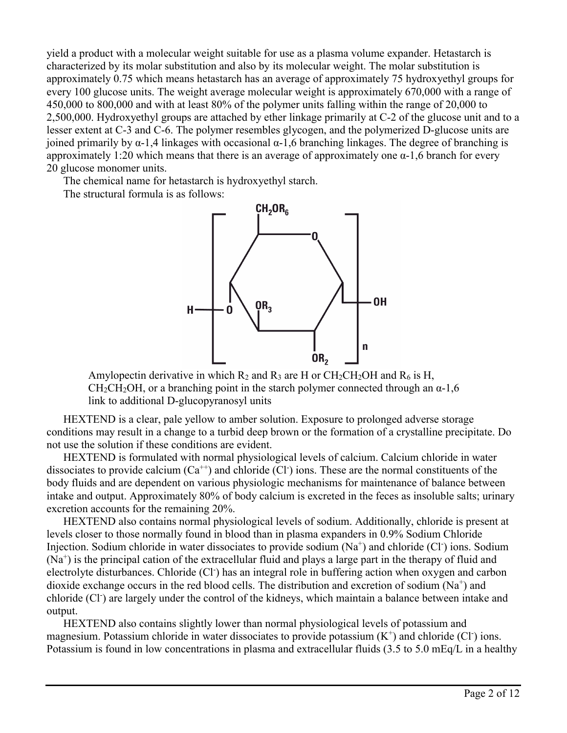yield a product with a molecular weight suitable for use as a plasma volume expander. Hetastarch is characterized by its molar substitution and also by its molecular weight. The molar substitution is approximately 0.75 which means hetastarch has an average of approximately 75 hydroxyethyl groups for every 100 glucose units. The weight average molecular weight is approximately 670,000 with a range of 450,000 to 800,000 and with at least 80% of the polymer units falling within the range of 20,000 to 2,500,000. Hydroxyethyl groups are attached by ether linkage primarily at C-2 of the glucose unit and to a lesser extent at C-3 and C-6. The polymer resembles glycogen, and the polymerized D-glucose units are joined primarily by α-1,4 linkages with occasional α-1,6 branching linkages. The degree of branching is approximately 1:20 which means that there is an average of approximately one α-1,6 branch for every 20 glucose monomer units.

The chemical name for hetastarch is hydroxyethyl starch.

The structural formula is as follows:

Amylopectin derivative in which $R_2$ and $R_3$ are H or $CH_2CH_2OH$ and $R_6$ is H, $CH_2CH_2OH$, or a branching point in the starch polymer connected through an α-1,6 link to additional D-glucopyranosyl units

HEXTEND is a clear, pale yellow to amber solution. Exposure to prolonged adverse storage conditions may result in a change to a turbid deep brown or the formation of a crystalline precipitate. Do not use the solution if these conditions are evident.

HEXTEND is formulated with normal physiological levels of calcium. Calcium chloride in water dissociates to provide calcium ($Ca^{++}$) and chloride ($Cl^-$) ions. These are the normal constituents of the body fluids and are dependent on various physiologic mechanisms for maintenance of balance between intake and output. Approximately 80% of body calcium is excreted in the feces as insoluble salts; urinary excretion accounts for the remaining 20%.

HEXTEND also contains normal physiological levels of sodium. Additionally, chloride is present at levels closer to those normally found in blood than in plasma expanders in 0.9% Sodium Chloride Injection. Sodium chloride in water dissociates to provide sodium ($Na^+$) and chloride ($Cl^-$) ions. Sodium ($Na^+$) is the principal cation of the extracellular fluid and plays a large part in the therapy of fluid and electrolyte disturbances. Chloride ($Cl^-$) has an integral role in buffering action when oxygen and carbon dioxide exchange occurs in the red blood cells. The distribution and excretion of sodium ($Na^+$) and chloride ($Cl^-$) are largely under the control of the kidneys, which maintain a balance between intake and output.

HEXTEND also contains slightly lower than normal physiological levels of potassium and magnesium. Potassium chloride in water dissociates to provide potassium ($K^+$) and chloride ($Cl^-$) ions. Potassium is found in low concentrations in plasma and extracellular fluids (3.5 to 5.0 mEq/L in a healthy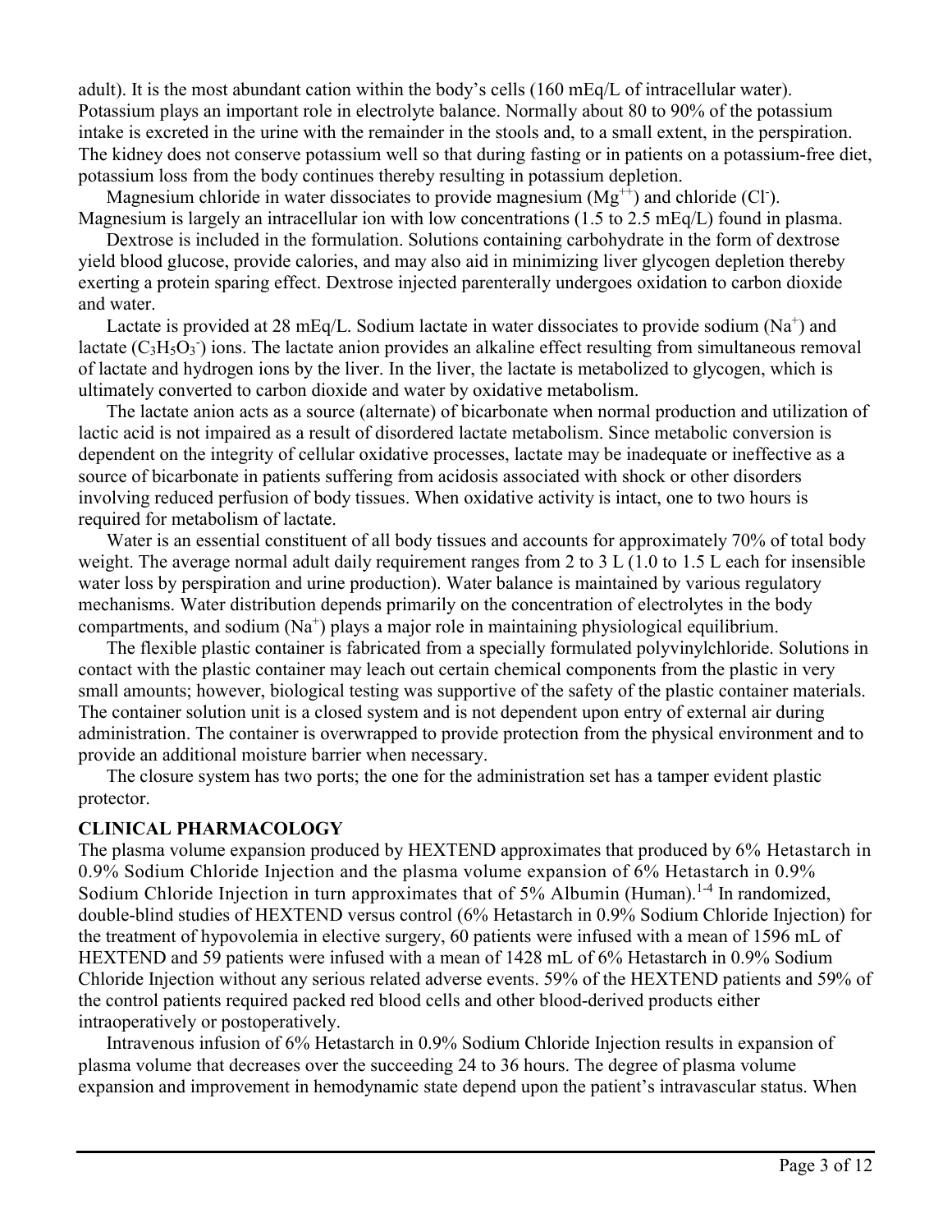adult). It is the most abundant cation within the body's cells (160 mEq/L of intracellular water). Potassium plays an important role in electrolyte balance. Normally about 80 to 90% of the potassium intake is excreted in the urine with the remainder in the stools and, to a small extent, in the perspiration. The kidney does not conserve potassium well so that during fasting or in patients on a potassium-free diet, potassium loss from the body continues thereby resulting in potassium depletion.

Magnesium chloride in water dissociates to provide magnesium ($Mg^{++}$) and chloride ($Cl^-$). Magnesium is largely an intracellular ion with low concentrations (1.5 to 2.5 mEq/L) found in plasma.

Dextrose is included in the formulation. Solutions containing carbohydrate in the form of dextrose yield blood glucose, provide calories, and may also aid in minimizing liver glycogen depletion thereby exerting a protein sparing effect. Dextrose injected parenterally undergoes oxidation to carbon dioxide and water.

Lactate is provided at 28 mEq/L. Sodium lactate in water dissociates to provide sodium ($Na^+$) and lactate ($C_3H_5O_3^-$) ions. The lactate anion provides an alkaline effect resulting from simultaneous removal of lactate and hydrogen ions by the liver. In the liver, the lactate is metabolized to glycogen, which is ultimately converted to carbon dioxide and water by oxidative metabolism.

The lactate anion acts as a source (alternate) of bicarbonate when normal production and utilization of lactic acid is not impaired as a result of disordered lactate metabolism. Since metabolic conversion is dependent on the integrity of cellular oxidative processes, lactate may be inadequate or ineffective as a source of bicarbonate in patients suffering from acidosis associated with shock or other disorders involving reduced perfusion of body tissues. When oxidative activity is intact, one to two hours is required for metabolism of lactate.

Water is an essential constituent of all body tissues and accounts for approximately 70% of total body weight. The average normal adult daily requirement ranges from 2 to 3 L (1.0 to 1.5 L each for insensible water loss by perspiration and urine production). Water balance is maintained by various regulatory mechanisms. Water distribution depends primarily on the concentration of electrolytes in the body compartments, and sodium ($Na^+$) plays a major role in maintaining physiological equilibrium.

The flexible plastic container is fabricated from a specially formulated polyvinylchloride. Solutions in contact with the plastic container may leach out certain chemical components from the plastic in very small amounts; however, biological testing was supportive of the safety of the plastic container materials. The container solution unit is a closed system and is not dependent upon entry of external air during administration. The container is overwrapped to provide protection from the physical environment and to provide an additional moisture barrier when necessary.

The closure system has two ports; the one for the administration set has a tamper evident plastic protector.

## CLINICAL PHARMACOLOGY

The plasma volume expansion produced by HEXTEND approximates that produced by 6% Hetastarch in 0.9% Sodium Chloride Injection and the plasma volume expansion of 6% Hetastarch in 0.9% Sodium Chloride Injection in turn approximates that of 5% Albumin (Human).[1-4] In randomized, double-blind studies of HEXTEND versus control (6% Hetastarch in 0.9% Sodium Chloride Injection) for the treatment of hypovolemia in elective surgery, 60 patients were infused with a mean of 1596 mL of HEXTEND and 59 patients were infused with a mean of 1428 mL of 6% Hetastarch in 0.9% Sodium Chloride Injection without any serious related adverse events. 59% of the HEXTEND patients and 59% of the control patients required packed red blood cells and other blood-derived products either intraoperatively or postoperatively.

Intravenous infusion of 6% Hetastarch in 0.9% Sodium Chloride Injection results in expansion of plasma volume that decreases over the succeeding 24 to 36 hours. The degree of plasma volume expansion and improvement in hemodynamic state depend upon the patient's intravascular status. When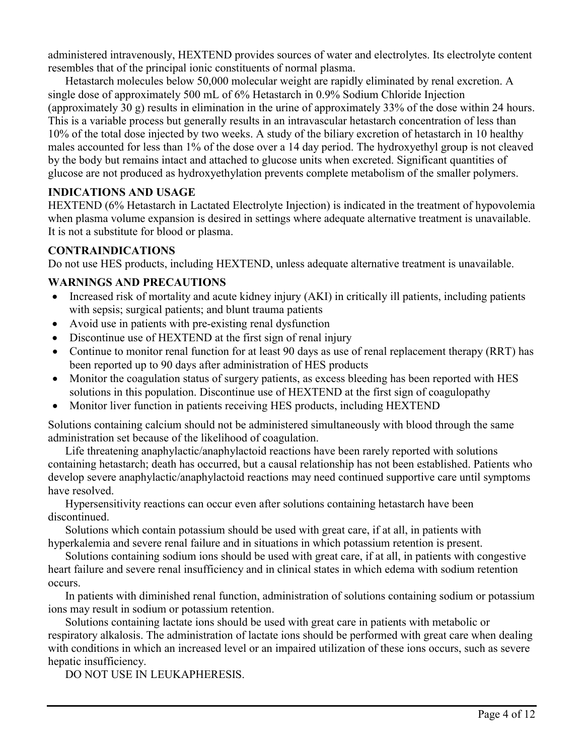administered intravenously, HEXTEND provides sources of water and electrolytes. Its electrolyte content resembles that of the principal ionic constituents of normal plasma.

Hetastarch molecules below 50,000 molecular weight are rapidly eliminated by renal excretion. A single dose of approximately 500 mL of 6% Hetastarch in 0.9% Sodium Chloride Injection (approximately 30 g) results in elimination in the urine of approximately 33% of the dose within 24 hours. This is a variable process but generally results in an intravascular hetastarch concentration of less than 10% of the total dose injected by two weeks. A study of the biliary excretion of hetastarch in 10 healthy males accounted for less than 1% of the dose over a 14 day period. The hydroxyethyl group is not cleaved by the body but remains intact and attached to glucose units when excreted. Significant quantities of glucose are not produced as hydroxyethylation prevents complete metabolism of the smaller polymers.

## INDICATIONS AND USAGE

HEXTEND (6% Hetastarch in Lactated Electrolyte Injection) is indicated in the treatment of hypovolemia when plasma volume expansion is desired in settings where adequate alternative treatment is unavailable. It is not a substitute for blood or plasma.

## CONTRAINDICATIONS

Do not use HES products, including HEXTEND, unless adequate alternative treatment is unavailable.

## WARNINGS AND PRECAUTIONS

- Increased risk of mortality and acute kidney injury (AKI) in critically ill patients, including patients with sepsis; surgical patients; and blunt trauma patients
- Avoid use in patients with pre-existing renal dysfunction
- Discontinue use of HEXTEND at the first sign of renal injury
- Continue to monitor renal function for at least 90 days as use of renal replacement therapy (RRT) has been reported up to 90 days after administration of HES products
- Monitor the coagulation status of surgery patients, as excess bleeding has been reported with HES solutions in this population. Discontinue use of HEXTEND at the first sign of coagulopathy
- Monitor liver function in patients receiving HES products, including HEXTEND

Solutions containing calcium should not be administered simultaneously with blood through the same administration set because of the likelihood of coagulation.

Life threatening anaphylactic/anaphylactoid reactions have been rarely reported with solutions containing hetastarch; death has occurred, but a causal relationship has not been established. Patients who develop severe anaphylactic/anaphylactoid reactions may need continued supportive care until symptoms have resolved.

Hypersensitivity reactions can occur even after solutions containing hetastarch have been discontinued.

Solutions which contain potassium should be used with great care, if at all, in patients with hyperkalemia and severe renal failure and in situations in which potassium retention is present.

Solutions containing sodium ions should be used with great care, if at all, in patients with congestive heart failure and severe renal insufficiency and in clinical states in which edema with sodium retention occurs.

In patients with diminished renal function, administration of solutions containing sodium or potassium ions may result in sodium or potassium retention.

Solutions containing lactate ions should be used with great care in patients with metabolic or respiratory alkalosis. The administration of lactate ions should be performed with great care when dealing with conditions in which an increased level or an impaired utilization of these ions occurs, such as severe hepatic insufficiency.

DO NOT USE IN LEUKAPHERESIS.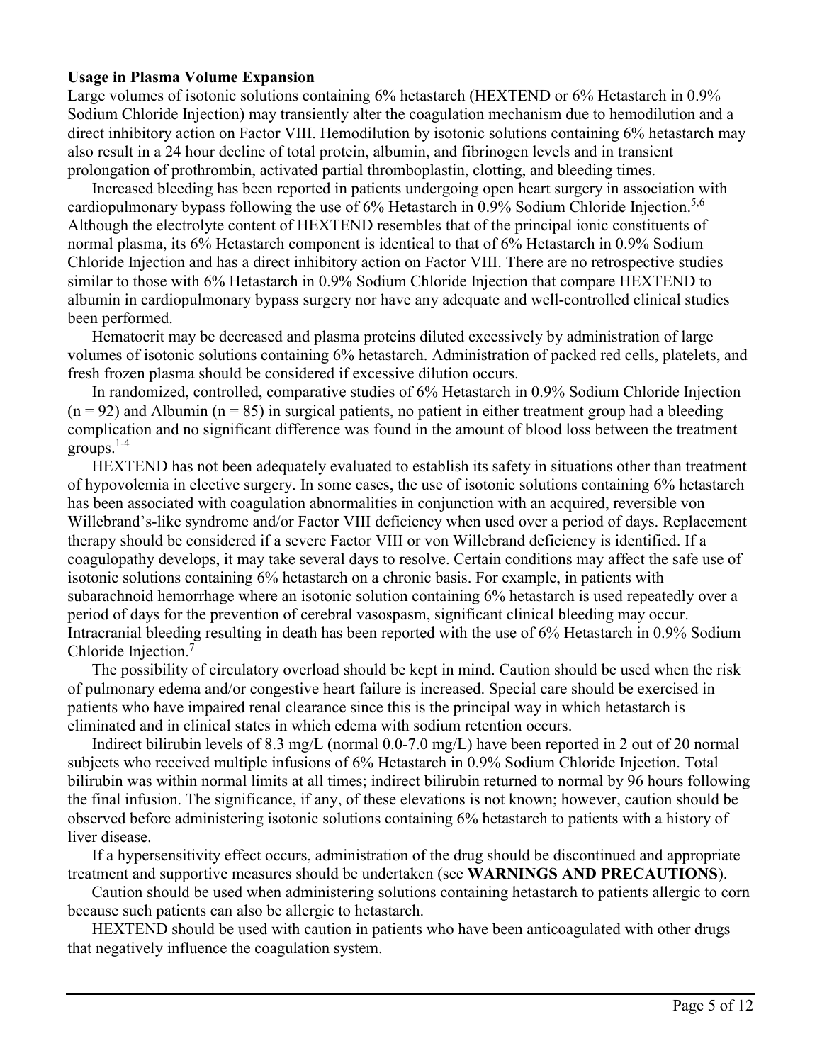**Usage in Plasma Volume Expansion**

Large volumes of isotonic solutions containing 6% hetastarch (HEXTEND or 6% Hetastarch in 0.9% Sodium Chloride Injection) may transiently alter the coagulation mechanism due to hemodilution and a direct inhibitory action on Factor VIII. Hemodilution by isotonic solutions containing 6% hetastarch may also result in a 24 hour decline of total protein, albumin, and fibrinogen levels and in transient prolongation of prothrombin, activated partial thromboplastin, clotting, and bleeding times.

Increased bleeding has been reported in patients undergoing open heart surgery in association with cardiopulmonary bypass following the use of 6% Hetastarch in 0.9% Sodium Chloride Injection.[5,6] Although the electrolyte content of HEXTEND resembles that of the principal ionic constituents of normal plasma, its 6% Hetastarch component is identical to that of 6% Hetastarch in 0.9% Sodium Chloride Injection and has a direct inhibitory action on Factor VIII. There are no retrospective studies similar to those with 6% Hetastarch in 0.9% Sodium Chloride Injection that compare HEXTEND to albumin in cardiopulmonary bypass surgery nor have any adequate and well-controlled clinical studies been performed.

Hematocrit may be decreased and plasma proteins diluted excessively by administration of large volumes of isotonic solutions containing 6% hetastarch. Administration of packed red cells, platelets, and fresh frozen plasma should be considered if excessive dilution occurs.

In randomized, controlled, comparative studies of 6% Hetastarch in 0.9% Sodium Chloride Injection ($n = 92$) and Albumin ($n = 85$) in surgical patients, no patient in either treatment group had a bleeding complication and no significant difference was found in the amount of blood loss between the treatment groups.[1-4]

HEXTEND has not been adequately evaluated to establish its safety in situations other than treatment of hypovolemia in elective surgery. In some cases, the use of isotonic solutions containing 6% hetastarch has been associated with coagulation abnormalities in conjunction with an acquired, reversible von Willebrand's-like syndrome and/or Factor VIII deficiency when used over a period of days. Replacement therapy should be considered if a severe Factor VIII or von Willebrand deficiency is identified. If a coagulopathy develops, it may take several days to resolve. Certain conditions may affect the safe use of isotonic solutions containing 6% hetastarch on a chronic basis. For example, in patients with subarachnoid hemorrhage where an isotonic solution containing 6% hetastarch is used repeatedly over a period of days for the prevention of cerebral vasospasm, significant clinical bleeding may occur. Intracranial bleeding resulting in death has been reported with the use of 6% Hetastarch in 0.9% Sodium Chloride Injection.[7]

The possibility of circulatory overload should be kept in mind. Caution should be used when the risk of pulmonary edema and/or congestive heart failure is increased. Special care should be exercised in patients who have impaired renal clearance since this is the principal way in which hetastarch is eliminated and in clinical states in which edema with sodium retention occurs.

Indirect bilirubin levels of 8.3 mg/L (normal 0.0-7.0 mg/L) have been reported in 2 out of 20 normal subjects who received multiple infusions of 6% Hetastarch in 0.9% Sodium Chloride Injection. Total bilirubin was within normal limits at all times; indirect bilirubin returned to normal by 96 hours following the final infusion. The significance, if any, of these elevations is not known; however, caution should be observed before administering isotonic solutions containing 6% hetastarch to patients with a history of liver disease.

If a hypersensitivity effect occurs, administration of the drug should be discontinued and appropriate treatment and supportive measures should be undertaken (see **WARNINGS AND PRECAUTIONS**).

Caution should be used when administering solutions containing hetastarch to patients allergic to corn because such patients can also be allergic to hetastarch.

HEXTEND should be used with caution in patients who have been anticoagulated with other drugs that negatively influence the coagulation system.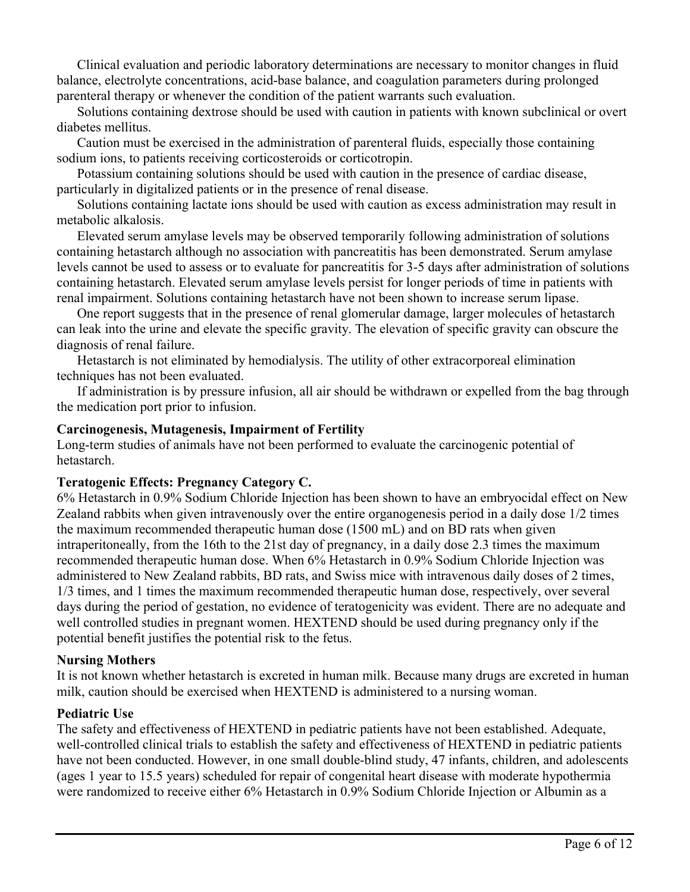Clinical evaluation and periodic laboratory determinations are necessary to monitor changes in fluid balance, electrolyte concentrations, acid-base balance, and coagulation parameters during prolonged parenteral therapy or whenever the condition of the patient warrants such evaluation.

Solutions containing dextrose should be used with caution in patients with known subclinical or overt diabetes mellitus.

Caution must be exercised in the administration of parenteral fluids, especially those containing sodium ions, to patients receiving corticosteroids or corticotropin.

Potassium containing solutions should be used with caution in the presence of cardiac disease, particularly in digitalized patients or in the presence of renal disease.

Solutions containing lactate ions should be used with caution as excess administration may result in metabolic alkalosis.

Elevated serum amylase levels may be observed temporarily following administration of solutions containing hetastarch although no association with pancreatitis has been demonstrated. Serum amylase levels cannot be used to assess or to evaluate for pancreatitis for 3-5 days after administration of solutions containing hetastarch. Elevated serum amylase levels persist for longer periods of time in patients with renal impairment. Solutions containing hetastarch have not been shown to increase serum lipase.

One report suggests that in the presence of renal glomerular damage, larger molecules of hetastarch can leak into the urine and elevate the specific gravity. The elevation of specific gravity can obscure the diagnosis of renal failure.

Hetastarch is not eliminated by hemodialysis. The utility of other extracorporeal elimination techniques has not been evaluated.

If administration is by pressure infusion, all air should be withdrawn or expelled from the bag through the medication port prior to infusion.

**Carcinogenesis, Mutagenesis, Impairment of Fertility**

Long-term studies of animals have not been performed to evaluate the carcinogenic potential of hetastarch.

**Teratogenic Effects: Pregnancy Category C.**

6% Hetastarch in 0.9% Sodium Chloride Injection has been shown to have an embryocidal effect on New Zealand rabbits when given intravenously over the entire organogenesis period in a daily dose 1/2 times the maximum recommended therapeutic human dose (1500 mL) and on BD rats when given intraperitoneally, from the 16th to the 21st day of pregnancy, in a daily dose 2.3 times the maximum recommended therapeutic human dose. When 6% Hetastarch in 0.9% Sodium Chloride Injection was administered to New Zealand rabbits, BD rats, and Swiss mice with intravenous daily doses of 2 times, 1/3 times, and 1 times the maximum recommended therapeutic human dose, respectively, over several days during the period of gestation, no evidence of teratogenicity was evident. There are no adequate and well controlled studies in pregnant women. HEXTEND should be used during pregnancy only if the potential benefit justifies the potential risk to the fetus.

**Nursing Mothers**

It is not known whether hetastarch is excreted in human milk. Because many drugs are excreted in human milk, caution should be exercised when HEXTEND is administered to a nursing woman.

**Pediatric Use**

The safety and effectiveness of HEXTEND in pediatric patients have not been established. Adequate, well-controlled clinical trials to establish the safety and effectiveness of HEXTEND in pediatric patients have not been conducted. However, in one small double-blind study, 47 infants, children, and adolescents (ages 1 year to 15.5 years) scheduled for repair of congenital heart disease with moderate hypothermia were randomized to receive either 6% Hetastarch in 0.9% Sodium Chloride Injection or Albumin as a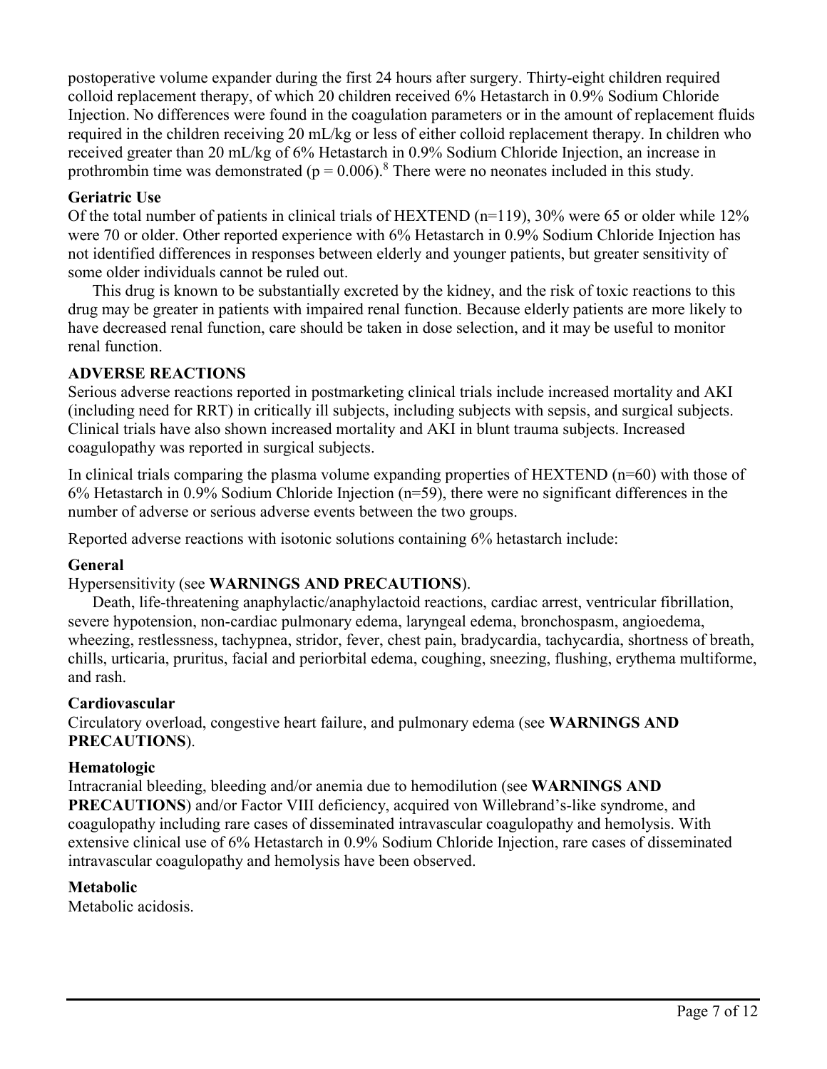postoperative volume expander during the first 24 hours after surgery. Thirty-eight children required colloid replacement therapy, of which 20 children received 6% Hetastarch in 0.9% Sodium Chloride Injection. No differences were found in the coagulation parameters or in the amount of replacement fluids required in the children receiving 20 mL/kg or less of either colloid replacement therapy. In children who received greater than 20 mL/kg of 6% Hetastarch in 0.9% Sodium Chloride Injection, an increase in prothrombin time was demonstrated ($p = 0.006$).[8] There were no neonates included in this study.

**Geriatric Use**

Of the total number of patients in clinical trials of HEXTEND (n=119), 30% were 65 or older while 12% were 70 or older. Other reported experience with 6% Hetastarch in 0.9% Sodium Chloride Injection has not identified differences in responses between elderly and younger patients, but greater sensitivity of some older individuals cannot be ruled out.

This drug is known to be substantially excreted by the kidney, and the risk of toxic reactions to this drug may be greater in patients with impaired renal function. Because elderly patients are more likely to have decreased renal function, care should be taken in dose selection, and it may be useful to monitor renal function.

**ADVERSE REACTIONS**

Serious adverse reactions reported in postmarketing clinical trials include increased mortality and AKI (including need for RRT) in critically ill subjects, including subjects with sepsis, and surgical subjects. Clinical trials have also shown increased mortality and AKI in blunt trauma subjects. Increased coagulopathy was reported in surgical subjects.

In clinical trials comparing the plasma volume expanding properties of HEXTEND (n=60) with those of 6% Hetastarch in 0.9% Sodium Chloride Injection (n=59), there were no significant differences in the number of adverse or serious adverse events between the two groups.

Reported adverse reactions with isotonic solutions containing 6% hetastarch include:

**General**

Hypersensitivity (see **WARNINGS AND PRECAUTIONS**).

Death, life-threatening anaphylactic/anaphylactoid reactions, cardiac arrest, ventricular fibrillation, severe hypotension, non-cardiac pulmonary edema, laryngeal edema, bronchospasm, angioedema, wheezing, restlessness, tachypnea, stridor, fever, chest pain, bradycardia, tachycardia, shortness of breath, chills, urticaria, pruritus, facial and periorbital edema, coughing, sneezing, flushing, erythema multiforme, and rash.

**Cardiovascular**

Circulatory overload, congestive heart failure, and pulmonary edema (see **WARNINGS AND PRECAUTIONS**).

**Hematologic**

Intracranial bleeding, bleeding and/or anemia due to hemodilution (see **WARNINGS AND PRECAUTIONS**) and/or Factor VIII deficiency, acquired von Willebrand's-like syndrome, and coagulopathy including rare cases of disseminated intravascular coagulopathy and hemolysis. With extensive clinical use of 6% Hetastarch in 0.9% Sodium Chloride Injection, rare cases of disseminated intravascular coagulopathy and hemolysis have been observed.

**Metabolic**

Metabolic acidosis.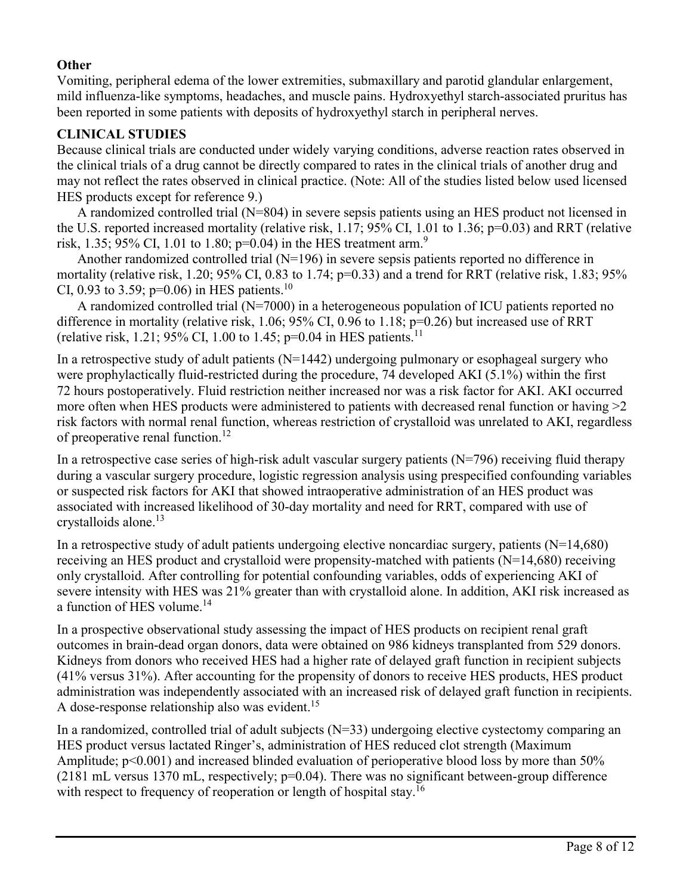**Other**

Vomiting, peripheral edema of the lower extremities, submaxillary and parotid glandular enlargement, mild influenza-like symptoms, headaches, and muscle pains. Hydroxyethyl starch-associated pruritus has been reported in some patients with deposits of hydroxyethyl starch in peripheral nerves.

## CLINICAL STUDIES

Because clinical trials are conducted under widely varying conditions, adverse reaction rates observed in the clinical trials of a drug cannot be directly compared to rates in the clinical trials of another drug and may not reflect the rates observed in clinical practice. (Note: All of the studies listed below used licensed HES products except for reference 9.)

A randomized controlled trial (N=804) in severe sepsis patients using an HES product not licensed in the U.S. reported increased mortality (relative risk, 1.17; 95% CI, 1.01 to 1.36; p=0.03) and RRT (relative risk, 1.35; 95% CI, 1.01 to 1.80; p=0.04) in the HES treatment arm.[9]

Another randomized controlled trial (N=196) in severe sepsis patients reported no difference in mortality (relative risk, 1.20; 95% CI, 0.83 to 1.74; p=0.33) and a trend for RRT (relative risk, 1.83; 95% CI, 0.93 to 3.59; p=0.06) in HES patients.[10]

A randomized controlled trial (N=7000) in a heterogeneous population of ICU patients reported no difference in mortality (relative risk, 1.06; 95% CI, 0.96 to 1.18; p=0.26) but increased use of RRT (relative risk, 1.21; 95% CI, 1.00 to 1.45; p=0.04 in HES patients.[11]

In a retrospective study of adult patients (N=1442) undergoing pulmonary or esophageal surgery who were prophylactically fluid-restricted during the procedure, 74 developed AKI (5.1%) within the first 72 hours postoperatively. Fluid restriction neither increased nor was a risk factor for AKI. AKI occurred more often when HES products were administered to patients with decreased renal function or having >2 risk factors with normal renal function, whereas restriction of crystalloid was unrelated to AKI, regardless of preoperative renal function.[12]

In a retrospective case series of high-risk adult vascular surgery patients (N=796) receiving fluid therapy during a vascular surgery procedure, logistic regression analysis using prespecified confounding variables or suspected risk factors for AKI that showed intraoperative administration of an HES product was associated with increased likelihood of 30-day mortality and need for RRT, compared with use of crystalloids alone.[13]

In a retrospective study of adult patients undergoing elective noncardiac surgery, patients (N=14,680) receiving an HES product and crystalloid were propensity-matched with patients (N=14,680) receiving only crystalloid. After controlling for potential confounding variables, odds of experiencing AKI of severe intensity with HES was 21% greater than with crystalloid alone. In addition, AKI risk increased as a function of HES volume.[14]

In a prospective observational study assessing the impact of HES products on recipient renal graft outcomes in brain-dead organ donors, data were obtained on 986 kidneys transplanted from 529 donors. Kidneys from donors who received HES had a higher rate of delayed graft function in recipient subjects (41% versus 31%). After accounting for the propensity of donors to receive HES products, HES product administration was independently associated with an increased risk of delayed graft function in recipients. A dose-response relationship also was evident.[15]

In a randomized, controlled trial of adult subjects (N=33) undergoing elective cystectomy comparing an HES product versus lactated Ringer's, administration of HES reduced clot strength (Maximum Amplitude; p<0.001) and increased blinded evaluation of perioperative blood loss by more than 50% (2181 mL versus 1370 mL, respectively; p=0.04). There was no significant between-group difference with respect to frequency of reoperation or length of hospital stay.[16]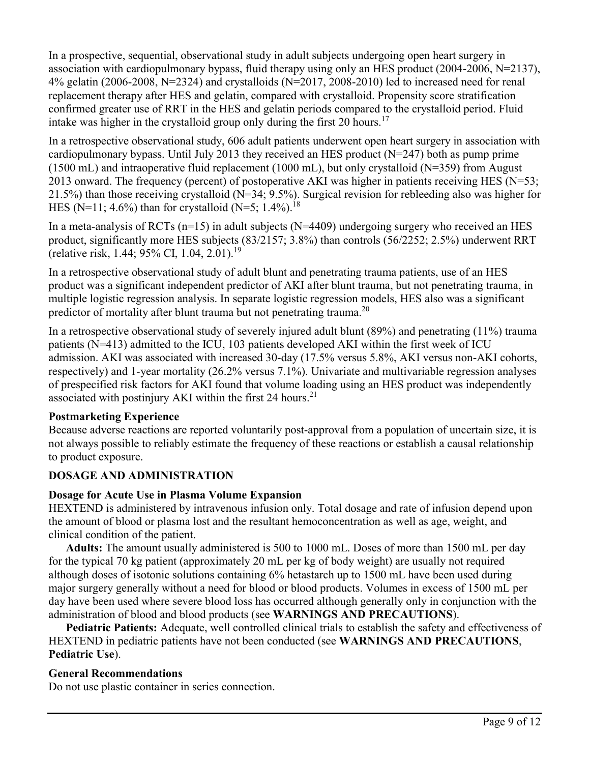In a prospective, sequential, observational study in adult subjects undergoing open heart surgery in association with cardiopulmonary bypass, fluid therapy using only an HES product (2004-2006, N=2137), 4% gelatin (2006-2008, N=2324) and crystalloids (N=2017, 2008-2010) led to increased need for renal replacement therapy after HES and gelatin, compared with crystalloid. Propensity score stratification confirmed greater use of RRT in the HES and gelatin periods compared to the crystalloid period. Fluid intake was higher in the crystalloid group only during the first 20 hours.[17]

In a retrospective observational study, 606 adult patients underwent open heart surgery in association with cardiopulmonary bypass. Until July 2013 they received an HES product (N=247) both as pump prime (1500 mL) and intraoperative fluid replacement (1000 mL), but only crystalloid (N=359) from August 2013 onward. The frequency (percent) of postoperative AKI was higher in patients receiving HES (N=53; 21.5%) than those receiving crystalloid (N=34; 9.5%). Surgical revision for rebleeding also was higher for HES (N=11; 4.6%) than for crystalloid (N=5; 1.4%).[18]

In a meta-analysis of RCTs (n=15) in adult subjects (N=4409) undergoing surgery who received an HES product, significantly more HES subjects (83/2157; 3.8%) than controls (56/2252; 2.5%) underwent RRT (relative risk, 1.44; 95% CI, 1.04, 2.01).[19]

In a retrospective observational study of adult blunt and penetrating trauma patients, use of an HES product was a significant independent predictor of AKI after blunt trauma, but not penetrating trauma, in multiple logistic regression analysis. In separate logistic regression models, HES also was a significant predictor of mortality after blunt trauma but not penetrating trauma.[20]

In a retrospective observational study of severely injured adult blunt (89%) and penetrating (11%) trauma patients (N=413) admitted to the ICU, 103 patients developed AKI within the first week of ICU admission. AKI was associated with increased 30-day (17.5% versus 5.8%, AKI versus non-AKI cohorts, respectively) and 1-year mortality (26.2% versus 7.1%). Univariate and multivariable regression analyses of prespecified risk factors for AKI found that volume loading using an HES product was independently associated with postinjury AKI within the first 24 hours.[21]

**Postmarketing Experience**

Because adverse reactions are reported voluntarily post-approval from a population of uncertain size, it is not always possible to reliably estimate the frequency of these reactions or establish a causal relationship to product exposure.

## DOSAGE AND ADMINISTRATION

**Dosage for Acute Use in Plasma Volume Expansion**

HEXTEND is administered by intravenous infusion only. Total dosage and rate of infusion depend upon the amount of blood or plasma lost and the resultant hemoconcentration as well as age, weight, and clinical condition of the patient.

**Adults:** The amount usually administered is 500 to 1000 mL. Doses of more than 1500 mL per day for the typical 70 kg patient (approximately 20 mL per kg of body weight) are usually not required although doses of isotonic solutions containing 6% hetastarch up to 1500 mL have been used during major surgery generally without a need for blood or blood products. Volumes in excess of 1500 mL per day have been used where severe blood loss has occurred although generally only in conjunction with the administration of blood and blood products (see **WARNINGS AND PRECAUTIONS**).

**Pediatric Patients:** Adequate, well controlled clinical trials to establish the safety and effectiveness of HEXTEND in pediatric patients have not been conducted (see **WARNINGS AND PRECAUTIONS**, **Pediatric Use**).

**General Recommendations**

Do not use plastic container in series connection.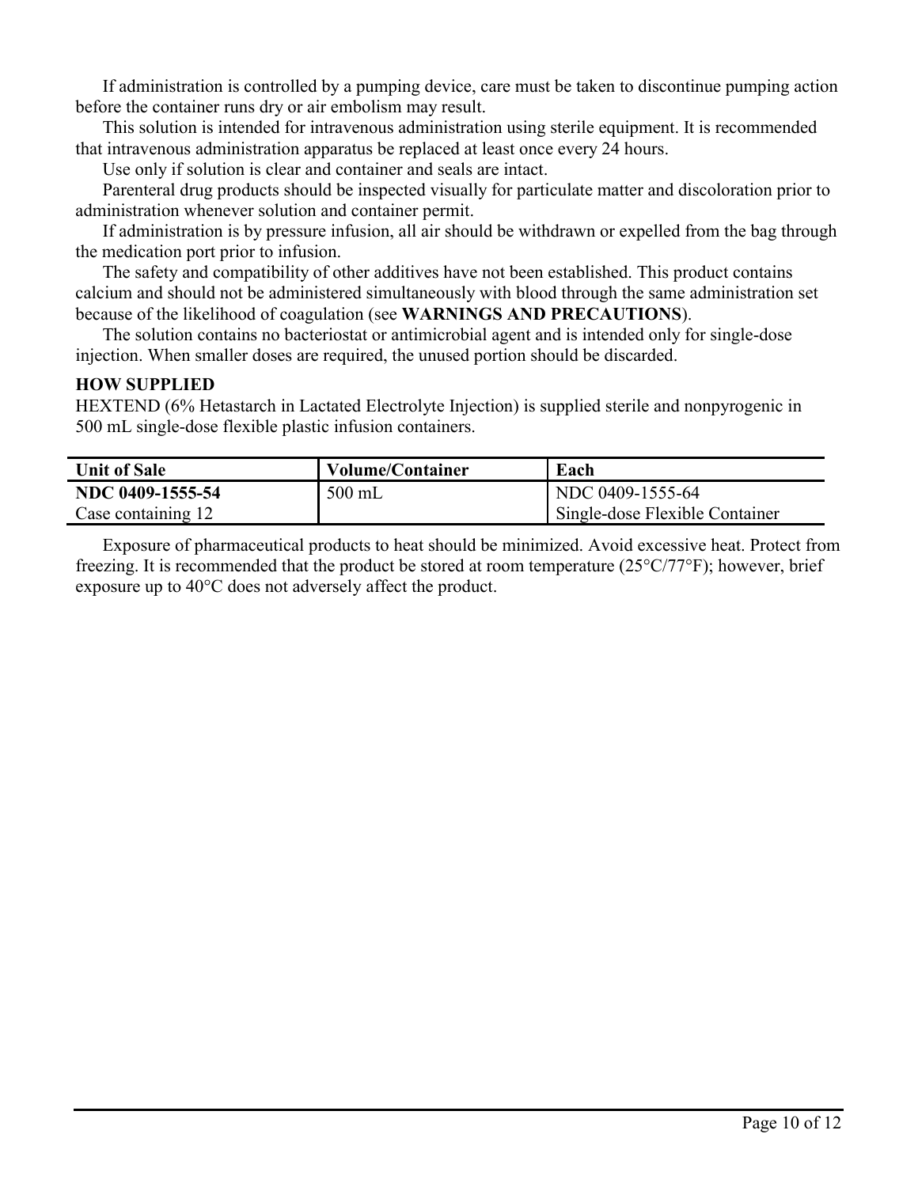If administration is controlled by a pumping device, care must be taken to discontinue pumping action before the container runs dry or air embolism may result.

This solution is intended for intravenous administration using sterile equipment. It is recommended that intravenous administration apparatus be replaced at least once every 24 hours.

Use only if solution is clear and container and seals are intact.

Parenteral drug products should be inspected visually for particulate matter and discoloration prior to administration whenever solution and container permit.

If administration is by pressure infusion, all air should be withdrawn or expelled from the bag through the medication port prior to infusion.

The safety and compatibility of other additives have not been established. This product contains calcium and should not be administered simultaneously with blood through the same administration set because of the likelihood of coagulation (see **WARNINGS AND PRECAUTIONS**).

The solution contains no bacteriostat or antimicrobial agent and is intended only for single-dose injection. When smaller doses are required, the unused portion should be discarded.

**HOW SUPPLIED**

HEXTEND (6% Hetastarch in Lactated Electrolyte Injection) is supplied sterile and nonpyrogenic in 500 mL single-dose flexible plastic infusion containers.

| Unit of Sale | Volume/Container | Each |
|---|---|---|
| **NDC 0409-1555-54** Case containing 12 | 500 mL | NDC 0409-1555-64 Single-dose Flexible Container |

Exposure of pharmaceutical products to heat should be minimized. Avoid excessive heat. Protect from freezing. It is recommended that the product be stored at room temperature (25°C/77°F); however, brief exposure up to 40°C does not adversely affect the product.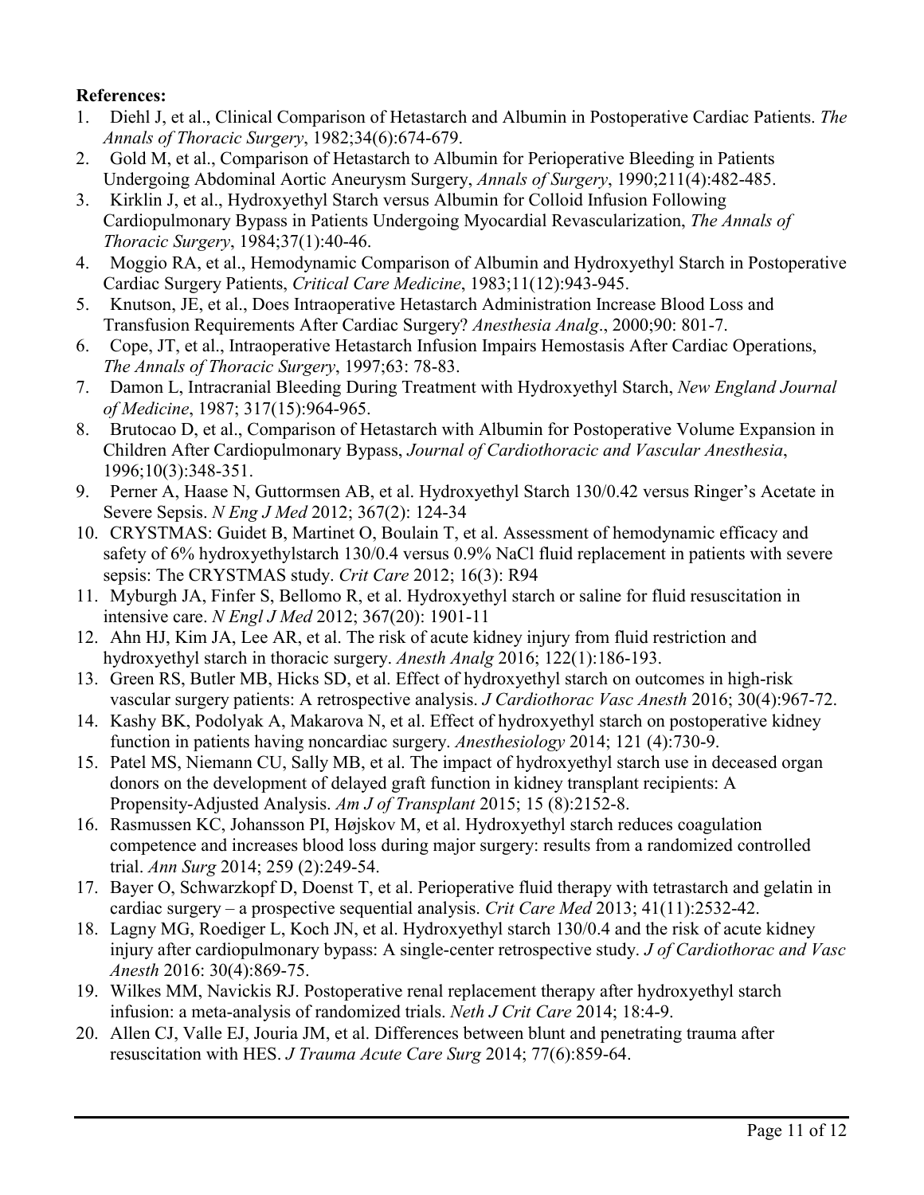**References:**

1. Diehl J, et al., Clinical Comparison of Hetastarch and Albumin in Postoperative Cardiac Patients. *The Annals of Thoracic Surgery*, 1982;34(6):674-679.
2. Gold M, et al., Comparison of Hetastarch to Albumin for Perioperative Bleeding in Patients Undergoing Abdominal Aortic Aneurysm Surgery, *Annals of Surgery*, 1990;211(4):482-485.
3. Kirklin J, et al., Hydroxyethyl Starch versus Albumin for Colloid Infusion Following Cardiopulmonary Bypass in Patients Undergoing Myocardial Revascularization, *The Annals of Thoracic Surgery*, 1984;37(1):40-46.
4. Moggio RA, et al., Hemodynamic Comparison of Albumin and Hydroxyethyl Starch in Postoperative Cardiac Surgery Patients, *Critical Care Medicine*, 1983;11(12):943-945.
5. Knutson, JE, et al., Does Intraoperative Hetastarch Administration Increase Blood Loss and Transfusion Requirements After Cardiac Surgery? *Anesthesia Analg*., 2000;90: 801-7.
6. Cope, JT, et al., Intraoperative Hetastarch Infusion Impairs Hemostasis After Cardiac Operations, *The Annals of Thoracic Surgery*, 1997;63: 78-83.
7. Damon L, Intracranial Bleeding During Treatment with Hydroxyethyl Starch, *New England Journal of Medicine*, 1987; 317(15):964-965.
8. Brutocao D, et al., Comparison of Hetastarch with Albumin for Postoperative Volume Expansion in Children After Cardiopulmonary Bypass, *Journal of Cardiothoracic and Vascular Anesthesia*, 1996;10(3):348-351.
9. Perner A, Haase N, Guttormsen AB, et al. Hydroxyethyl Starch 130/0.42 versus Ringer's Acetate in Severe Sepsis. *N Eng J Med* 2012; 367(2): 124-34
10. CRYSTMAS: Guidet B, Martinet O, Boulain T, et al. Assessment of hemodynamic efficacy and safety of 6% hydroxyethylstarch 130/0.4 versus 0.9% NaCl fluid replacement in patients with severe sepsis: The CRYSTMAS study. *Crit Care* 2012; 16(3): R94
11. Myburgh JA, Finfer S, Bellomo R, et al. Hydroxyethyl starch or saline for fluid resuscitation in intensive care. *N Engl J Med* 2012; 367(20): 1901-11
12. Ahn HJ, Kim JA, Lee AR, et al. The risk of acute kidney injury from fluid restriction and hydroxyethyl starch in thoracic surgery. *Anesth Analg* 2016; 122(1):186-193.
13. Green RS, Butler MB, Hicks SD, et al. Effect of hydroxyethyl starch on outcomes in high-risk vascular surgery patients: A retrospective analysis. *J Cardiothorac Vasc Anesth* 2016; 30(4):967-72.
14. Kashy BK, Podolyak A, Makarova N, et al. Effect of hydroxyethyl starch on postoperative kidney function in patients having noncardiac surgery. *Anesthesiology* 2014; 121 (4):730-9.
15. Patel MS, Niemann CU, Sally MB, et al. The impact of hydroxyethyl starch use in deceased organ donors on the development of delayed graft function in kidney transplant recipients: A Propensity-Adjusted Analysis. *Am J of Transplant* 2015; 15 (8):2152-8.
16. Rasmussen KC, Johansson PI, Højskov M, et al. Hydroxyethyl starch reduces coagulation competence and increases blood loss during major surgery: results from a randomized controlled trial. *Ann Surg* 2014; 259 (2):249-54.
17. Bayer O, Schwarzkopf D, Doenst T, et al. Perioperative fluid therapy with tetrastarch and gelatin in cardiac surgery – a prospective sequential analysis. *Crit Care Med* 2013; 41(11):2532-42.
18. Lagny MG, Roediger L, Koch JN, et al. Hydroxyethyl starch 130/0.4 and the risk of acute kidney injury after cardiopulmonary bypass: A single-center retrospective study. *J of Cardiothorac and Vasc Anesth* 2016: 30(4):869-75.
19. Wilkes MM, Navickis RJ. Postoperative renal replacement therapy after hydroxyethyl starch infusion: a meta-analysis of randomized trials. *Neth J Crit Care* 2014; 18:4-9.
20. Allen CJ, Valle EJ, Jouria JM, et al. Differences between blunt and penetrating trauma after resuscitation with HES. *J Trauma Acute Care Surg* 2014; 77(6):859-64.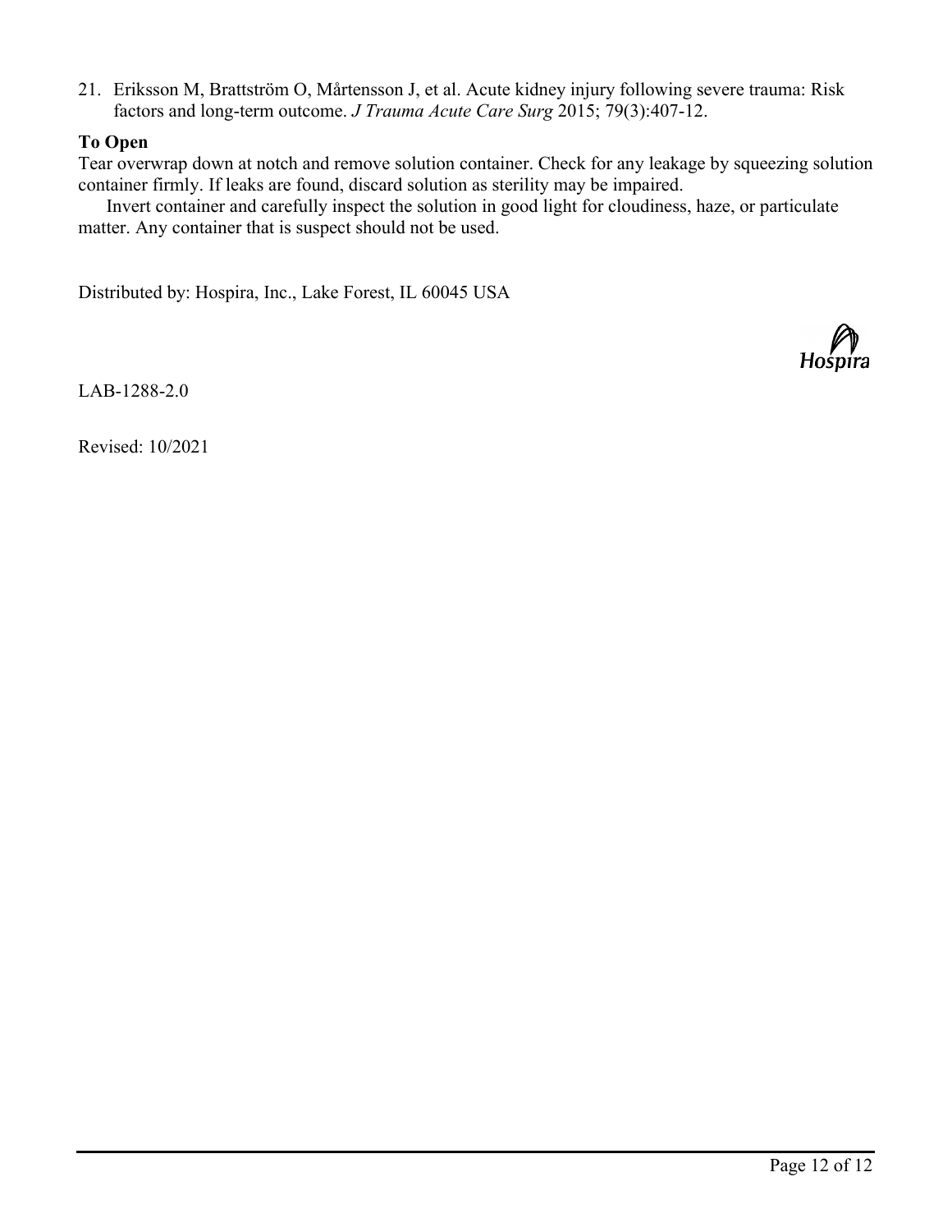21. Eriksson M, Brattström O, Mårtensson J, et al. Acute kidney injury following severe trauma: Risk factors and long-term outcome. *J Trauma Acute Care Surg* 2015; 79(3):407-12.

**To Open**

Tear overwrap down at notch and remove solution container. Check for any leakage by squeezing solution container firmly. If leaks are found, discard solution as sterility may be impaired.

Invert container and carefully inspect the solution in good light for cloudiness, haze, or particulate matter. Any container that is suspect should not be used.

Distributed by: Hospira, Inc., Lake Forest, IL 60045 USA

Hospira

LAB-1288-2.0

Revised: 10/2021